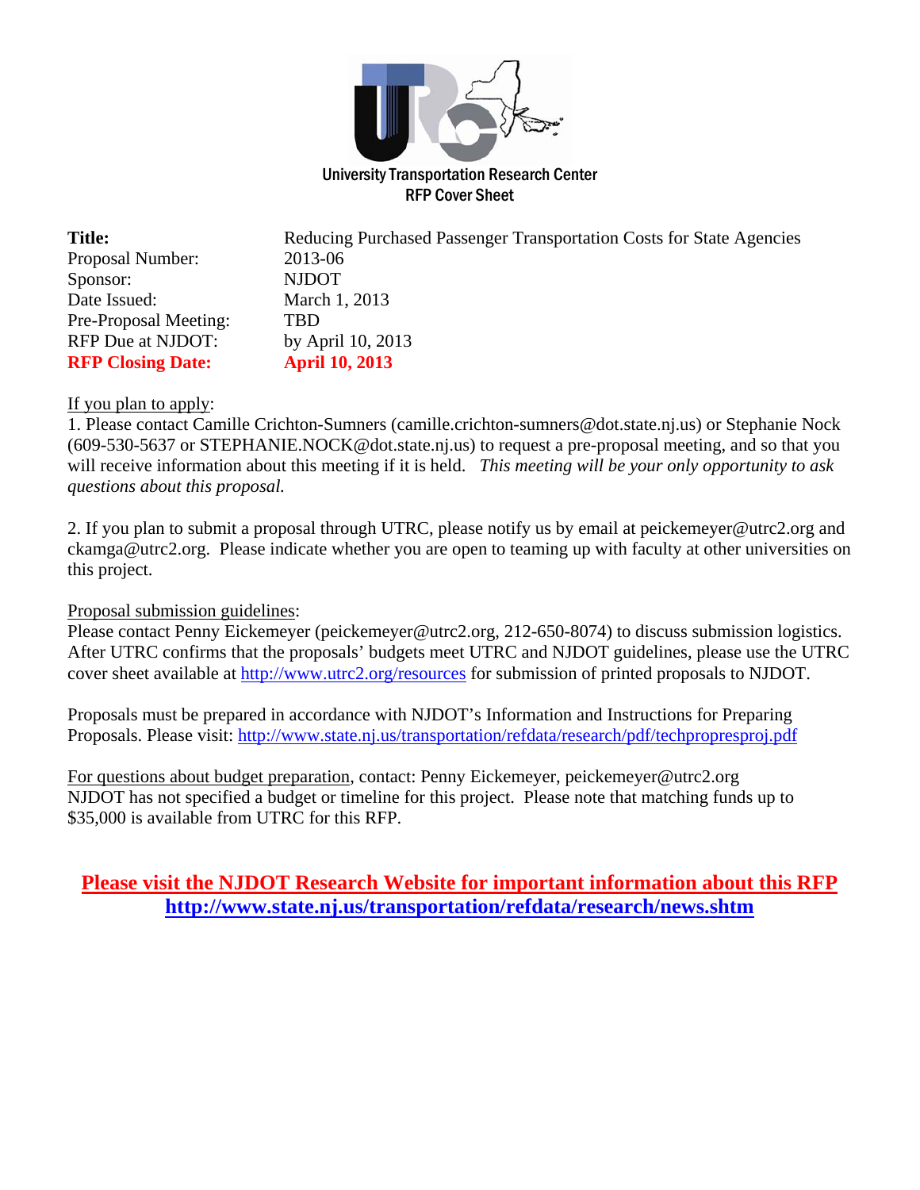# University Transportation Research Center
## RFP Cover Sheet

| | |
|---|---|
| **Title:** | Reducing Purchased Passenger Transportation Costs for State Agencies |
| Proposal Number: | 2013-06 |
| Sponsor: | NJDOT |
| Date Issued: | March 1, 2013 |
| Pre-Proposal Meeting: | TBD |
| RFP Due at NJDOT: | by April 10, 2013 |
| **RFP Closing Date:** | **April 10, 2013** |

If you plan to apply:

1. Please contact Camille Crichton-Sumners (camille.crichton-sumners@dot.state.nj.us) or Stephanie Nock (609-530-5637 or STEPHANIE.NOCK@dot.state.nj.us) to request a pre-proposal meeting, and so that you will receive information about this meeting if it is held. *This meeting will be your only opportunity to ask questions about this proposal.*

2. If you plan to submit a proposal through UTRC, please notify us by email at peickemeyer@utrc2.org and ckamga@utrc2.org. Please indicate whether you are open to teaming up with faculty at other universities on this project.

Proposal submission guidelines:

Please contact Penny Eickemeyer (peickemeyer@utrc2.org, 212-650-8074) to discuss submission logistics. After UTRC confirms that the proposals' budgets meet UTRC and NJDOT guidelines, please use the UTRC cover sheet available at http://www.utrc2.org/resources for submission of printed proposals to NJDOT.

Proposals must be prepared in accordance with NJDOT's Information and Instructions for Preparing Proposals. Please visit: http://www.state.nj.us/transportation/refdata/research/pdf/techpropresproj.pdf

For questions about budget preparation, contact: Penny Eickemeyer, peickemeyer@utrc2.org
NJDOT has not specified a budget or timeline for this project. Please note that matching funds up to $35,000 is available from UTRC for this RFP.

**Please visit the NJDOT Research Website for important information about this RFP**
**http://www.state.nj.us/transportation/refdata/research/news.shtm**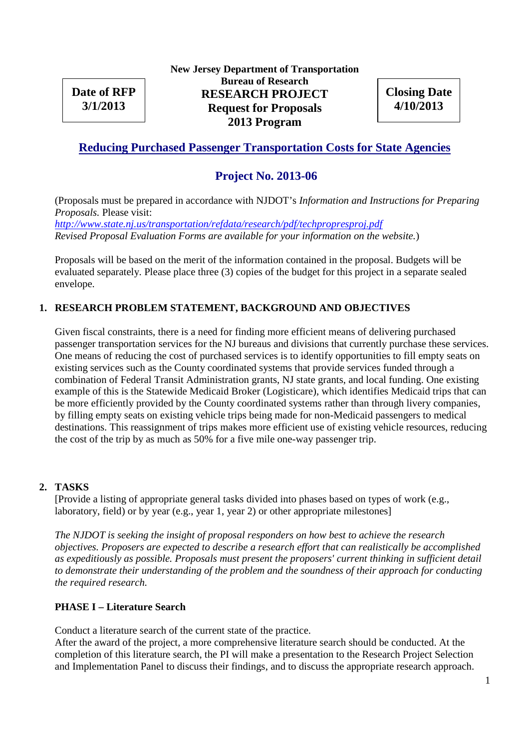**Date of RFP**
**3/1/2013**

**New Jersey Department of Transportation**
**Bureau of Research**
**RESEARCH PROJECT**
**Request for Proposals**
**2013 Program**

**Closing Date**
**4/10/2013**

# Reducing Purchased Passenger Transportation Costs for State Agencies

## Project No. 2013-06

(Proposals must be prepared in accordance with NJDOT's *Information and Instructions for Preparing Proposals.* Please visit:
*http://www.state.nj.us/transportation/refdata/research/pdf/techpropresproj.pdf*
*Revised Proposal Evaluation Forms are available for your information on the website.*)

Proposals will be based on the merit of the information contained in the proposal. Budgets will be evaluated separately. Please place three (3) copies of the budget for this project in a separate sealed envelope.

### 1. RESEARCH PROBLEM STATEMENT, BACKGROUND AND OBJECTIVES

Given fiscal constraints, there is a need for finding more efficient means of delivering purchased passenger transportation services for the NJ bureaus and divisions that currently purchase these services. One means of reducing the cost of purchased services is to identify opportunities to fill empty seats on existing services such as the County coordinated systems that provide services funded through a combination of Federal Transit Administration grants, NJ state grants, and local funding. One existing example of this is the Statewide Medicaid Broker (Logisticare), which identifies Medicaid trips that can be more efficiently provided by the County coordinated systems rather than through livery companies, by filling empty seats on existing vehicle trips being made for non-Medicaid passengers to medical destinations. This reassignment of trips makes more efficient use of existing vehicle resources, reducing the cost of the trip by as much as 50% for a five mile one-way passenger trip.

### 2. TASKS

[Provide a listing of appropriate general tasks divided into phases based on types of work (e.g., laboratory, field) or by year (e.g., year 1, year 2) or other appropriate milestones]

*The NJDOT is seeking the insight of proposal responders on how best to achieve the research objectives. Proposers are expected to describe a research effort that can realistically be accomplished as expeditiously as possible. Proposals must present the proposers' current thinking in sufficient detail to demonstrate their understanding of the problem and the soundness of their approach for conducting the required research.*

**PHASE I – Literature Search**

Conduct a literature search of the current state of the practice.
After the award of the project, a more comprehensive literature search should be conducted. At the completion of this literature search, the PI will make a presentation to the Research Project Selection and Implementation Panel to discuss their findings, and to discuss the appropriate research approach.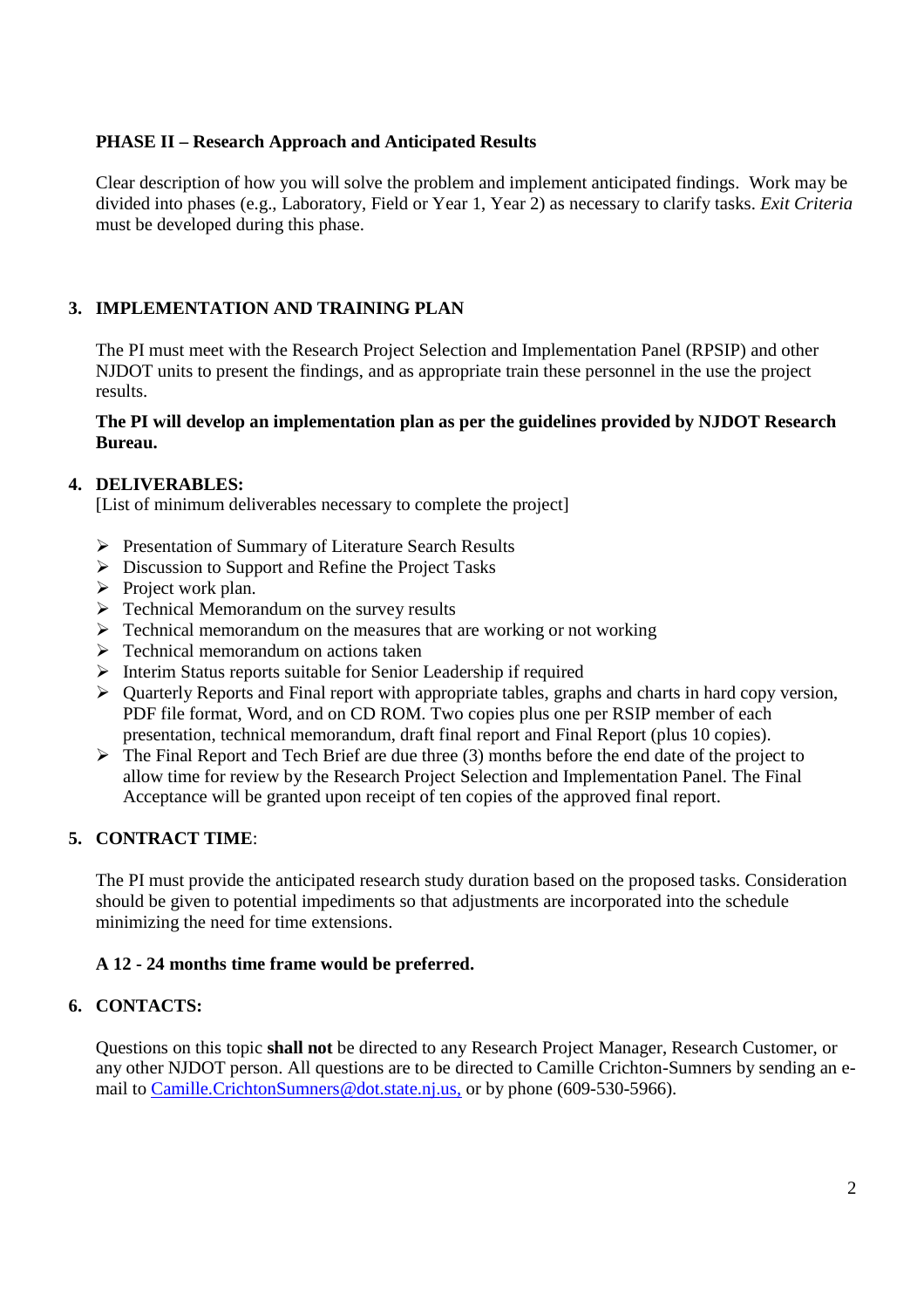**PHASE II – Research Approach and Anticipated Results**

Clear description of how you will solve the problem and implement anticipated findings. Work may be divided into phases (e.g., Laboratory, Field or Year 1, Year 2) as necessary to clarify tasks. *Exit Criteria* must be developed during this phase.

## 3. IMPLEMENTATION AND TRAINING PLAN

The PI must meet with the Research Project Selection and Implementation Panel (RPSIP) and other NJDOT units to present the findings, and as appropriate train these personnel in the use the project results.

**The PI will develop an implementation plan as per the guidelines provided by NJDOT Research Bureau.**

## 4. DELIVERABLES:

[List of minimum deliverables necessary to complete the project]

- Presentation of Summary of Literature Search Results
- Discussion to Support and Refine the Project Tasks
- Project work plan.
- Technical Memorandum on the survey results
- Technical memorandum on the measures that are working or not working
- Technical memorandum on actions taken
- Interim Status reports suitable for Senior Leadership if required
- Quarterly Reports and Final report with appropriate tables, graphs and charts in hard copy version, PDF file format, Word, and on CD ROM. Two copies plus one per RSIP member of each presentation, technical memorandum, draft final report and Final Report (plus 10 copies).
- The Final Report and Tech Brief are due three (3) months before the end date of the project to allow time for review by the Research Project Selection and Implementation Panel. The Final Acceptance will be granted upon receipt of ten copies of the approved final report.

## 5. CONTRACT TIME:

The PI must provide the anticipated research study duration based on the proposed tasks. Consideration should be given to potential impediments so that adjustments are incorporated into the schedule minimizing the need for time extensions.

**A 12 - 24 months time frame would be preferred.**

## 6. CONTACTS:

Questions on this topic **shall not** be directed to any Research Project Manager, Research Customer, or any other NJDOT person. All questions are to be directed to Camille Crichton-Sumners by sending an e-mail to Camille.CrichtonSumners@dot.state.nj.us, or by phone (609-530-5966).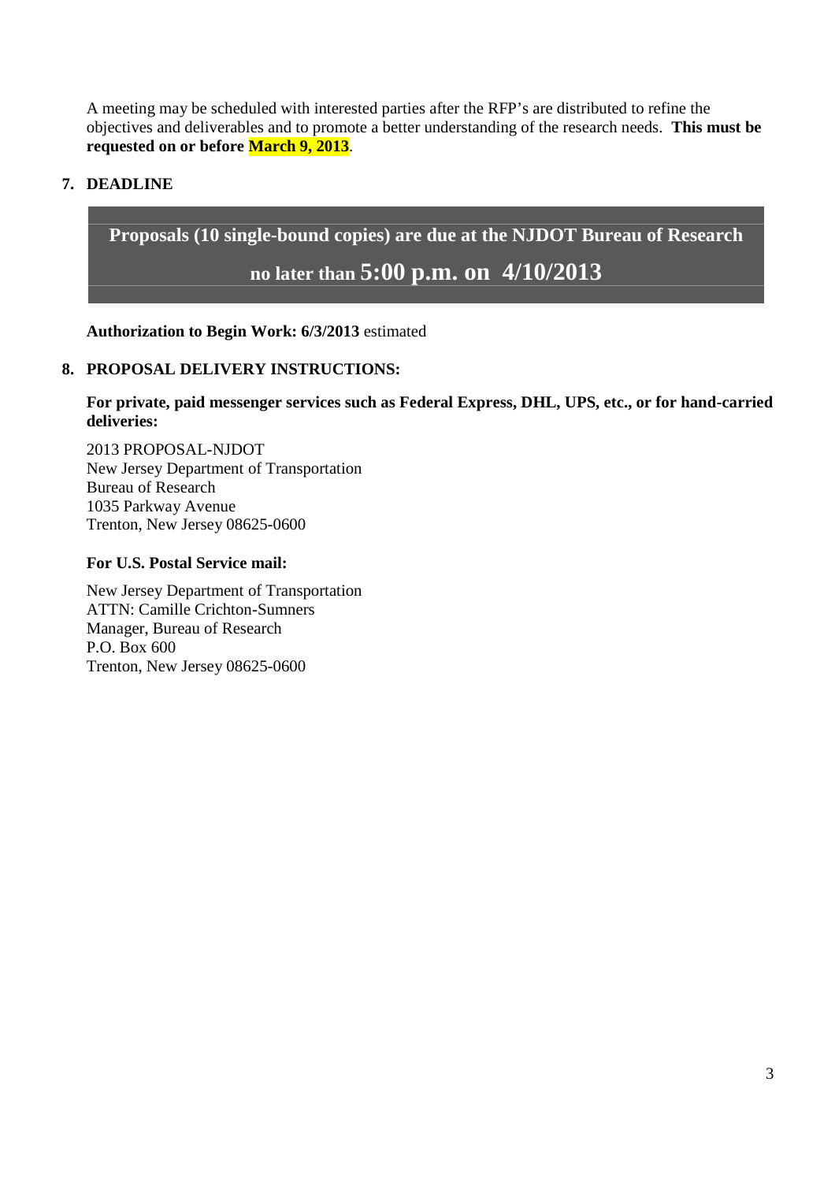A meeting may be scheduled with interested parties after the RFP's are distributed to refine the objectives and deliverables and to promote a better understanding of the research needs. **This must be requested on or before March 9, 2013**.

## 7. DEADLINE

**Proposals (10 single-bound copies) are due at the NJDOT Bureau of Research**

**no later than 5:00 p.m. on 4/10/2013**

**Authorization to Begin Work: 6/3/2013** estimated

## 8. PROPOSAL DELIVERY INSTRUCTIONS:

**For private, paid messenger services such as Federal Express, DHL, UPS, etc., or for hand-carried deliveries:**

2013 PROPOSAL-NJDOT
New Jersey Department of Transportation
Bureau of Research
1035 Parkway Avenue
Trenton, New Jersey 08625-0600

**For U.S. Postal Service mail:**

New Jersey Department of Transportation
ATTN: Camille Crichton-Sumners
Manager, Bureau of Research
P.O. Box 600
Trenton, New Jersey 08625-0600